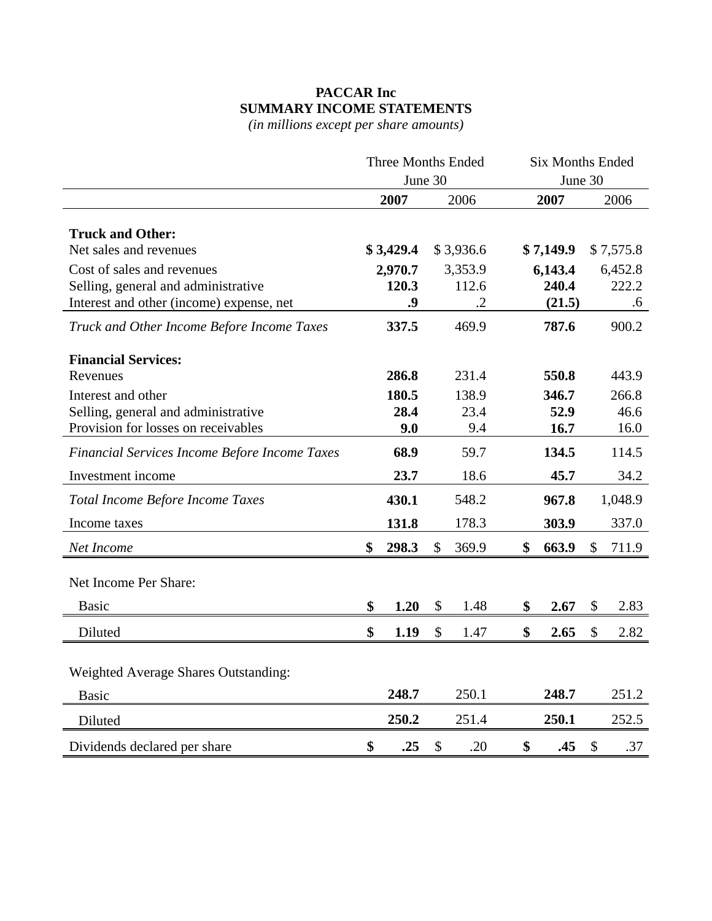# PACCAR Inc
## SUMMARY INCOME STATEMENTS
*(in millions except per share amounts)*

| | Three Months Ended June 30 | | Six Months Ended June 30 | |
|---|---|---|---|---|
| | **2007** | 2006 | **2007** | 2006 |
| **Truck and Other:** | | | | |
| Net sales and revenues | **$ 3,429.4** | $ 3,936.6 | **$ 7,149.9** | $ 7,575.8 |
| Cost of sales and revenues | **2,970.7** | 3,353.9 | **6,143.4** | 6,452.8 |
| Selling, general and administrative | **120.3** | 112.6 | **240.4** | 222.2 |
| Interest and other (income) expense, net | **.9** | .2 | **(21.5)** | .6 |
| *Truck and Other Income Before Income Taxes* | **337.5** | 469.9 | **787.6** | 900.2 |
| **Financial Services:** | | | | |
| Revenues | **286.8** | 231.4 | **550.8** | 443.9 |
| Interest and other | **180.5** | 138.9 | **346.7** | 266.8 |
| Selling, general and administrative | **28.4** | 23.4 | **52.9** | 46.6 |
| Provision for losses on receivables | **9.0** | 9.4 | **16.7** | 16.0 |
| *Financial Services Income Before Income Taxes* | **68.9** | 59.7 | **134.5** | 114.5 |
| Investment income | **23.7** | 18.6 | **45.7** | 34.2 |
| *Total Income Before Income Taxes* | **430.1** | 548.2 | **967.8** | 1,048.9 |
| Income taxes | **131.8** | 178.3 | **303.9** | 337.0 |
| *Net Income* | **$ 298.3** | $ 369.9 | **$ 663.9** | $ 711.9 |
| Net Income Per Share: | | | | |
| Basic | **$ 1.20** | $ 1.48 | **$ 2.67** | $ 2.83 |
| Diluted | **$ 1.19** | $ 1.47 | **$ 2.65** | $ 2.82 |
| Weighted Average Shares Outstanding: | | | | |
| Basic | **248.7** | 250.1 | **248.7** | 251.2 |
| Diluted | **250.2** | 251.4 | **250.1** | 252.5 |
| Dividends declared per share | **$ .25** | $ .20 | **$ .45** | $ .37 |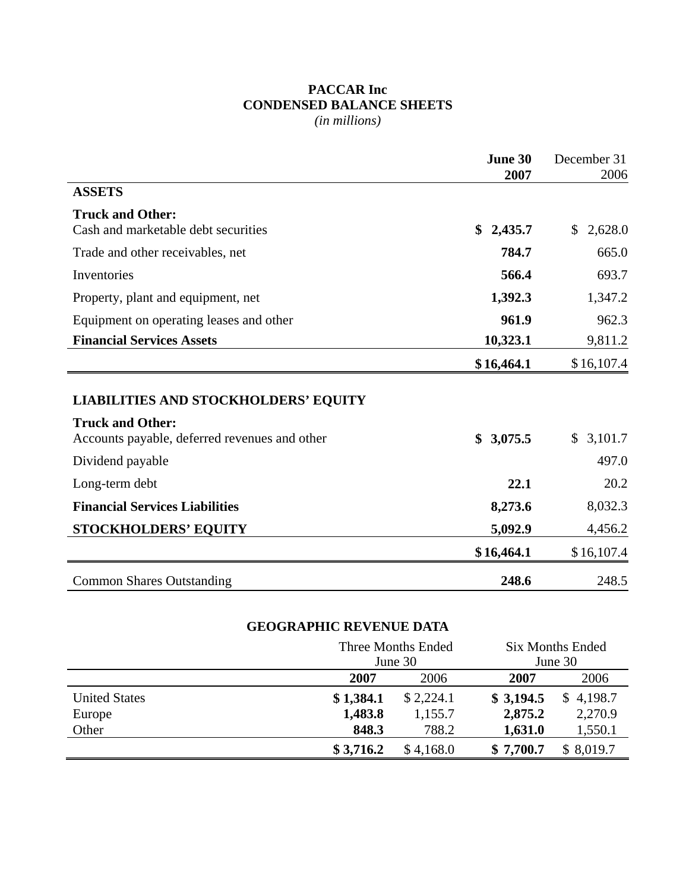# PACCAR Inc
## CONDENSED BALANCE SHEETS
*(in millions)*

| | June 30 2007 | December 31 2006 |
|---|---|---|
| **ASSETS** | | |
| **Truck and Other:** | | |
| Cash and marketable debt securities | **$ 2,435.7** | $ 2,628.0 |
| Trade and other receivables, net | **784.7** | 665.0 |
| Inventories | **566.4** | 693.7 |
| Property, plant and equipment, net | **1,392.3** | 1,347.2 |
| Equipment on operating leases and other | **961.9** | 962.3 |
| **Financial Services Assets** | **10,323.1** | 9,811.2 |
| | **$ 16,464.1** | $ 16,107.4 |
| **LIABILITIES AND STOCKHOLDERS' EQUITY** | | |
| **Truck and Other:** | | |
| Accounts payable, deferred revenues and other | **$ 3,075.5** | $ 3,101.7 |
| Dividend payable | | 497.0 |
| Long-term debt | **22.1** | 20.2 |
| **Financial Services Liabilities** | **8,273.6** | 8,032.3 |
| **STOCKHOLDERS' EQUITY** | **5,092.9** | 4,456.2 |
| | **$ 16,464.1** | $ 16,107.4 |
| Common Shares Outstanding | **248.6** | 248.5 |

## GEOGRAPHIC REVENUE DATA

| | Three Months Ended June 30 | | Six Months Ended June 30 | |
|---|---|---|---|---|
| | **2007** | 2006 | **2007** | 2006 |
| United States | **$ 1,384.1** | $ 2,224.1 | **$ 3,194.5** | $ 4,198.7 |
| Europe | **1,483.8** | 1,155.7 | **2,875.2** | 2,270.9 |
| Other | **848.3** | 788.2 | **1,631.0** | 1,550.1 |
| | **$ 3,716.2** | $ 4,168.0 | **$ 7,700.7** | $ 8,019.7 |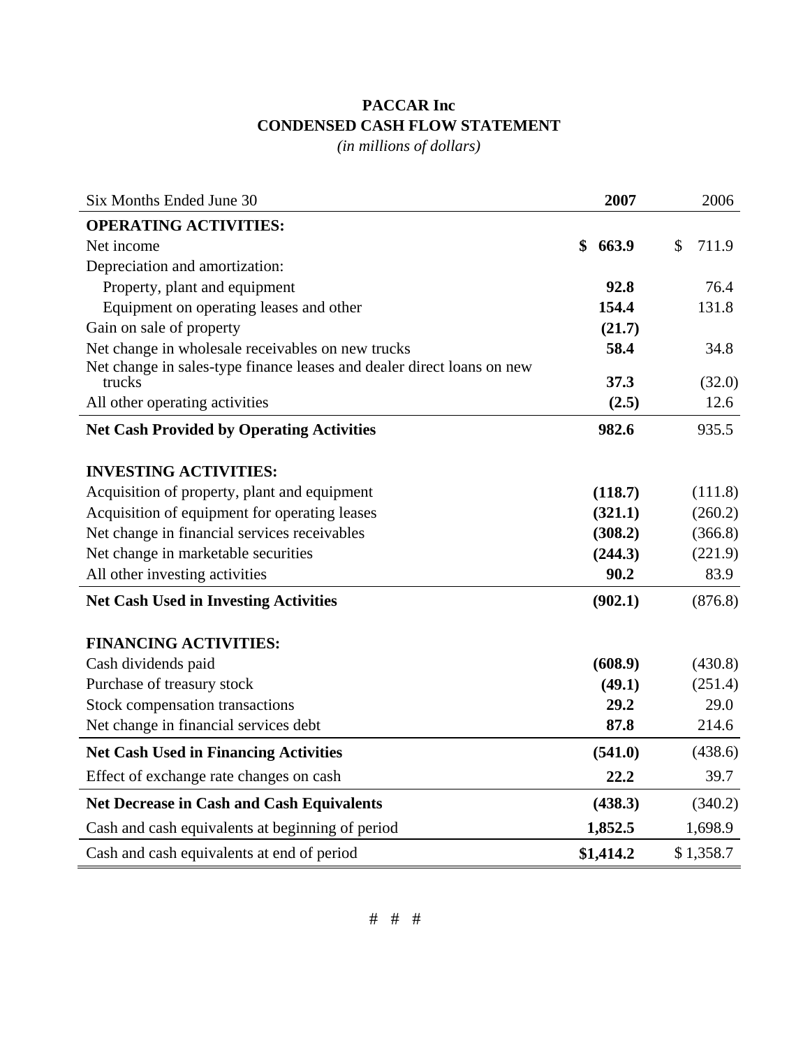**PACCAR Inc**
**CONDENSED CASH FLOW STATEMENT**
*(in millions of dollars)*

| Six Months Ended June 30 | **2007** | 2006 |
|---|---|---|
| **OPERATING ACTIVITIES:** | | |
| Net income | **$ 663.9** | $ 711.9 |
| Depreciation and amortization: | | |
| Property, plant and equipment | **92.8** | 76.4 |
| Equipment on operating leases and other | **154.4** | 131.8 |
| Gain on sale of property | **(21.7)** | |
| Net change in wholesale receivables on new trucks | **58.4** | 34.8 |
| Net change in sales-type finance leases and dealer direct loans on new trucks | **37.3** | (32.0) |
| All other operating activities | **(2.5)** | 12.6 |
| **Net Cash Provided by Operating Activities** | **982.6** | 935.5 |
| **INVESTING ACTIVITIES:** | | |
| Acquisition of property, plant and equipment | **(118.7)** | (111.8) |
| Acquisition of equipment for operating leases | **(321.1)** | (260.2) |
| Net change in financial services receivables | **(308.2)** | (366.8) |
| Net change in marketable securities | **(244.3)** | (221.9) |
| All other investing activities | **90.2** | 83.9 |
| **Net Cash Used in Investing Activities** | **(902.1)** | (876.8) |
| **FINANCING ACTIVITIES:** | | |
| Cash dividends paid | **(608.9)** | (430.8) |
| Purchase of treasury stock | **(49.1)** | (251.4) |
| Stock compensation transactions | **29.2** | 29.0 |
| Net change in financial services debt | **87.8** | 214.6 |
| **Net Cash Used in Financing Activities** | **(541.0)** | (438.6) |
| Effect of exchange rate changes on cash | **22.2** | 39.7 |
| **Net Decrease in Cash and Cash Equivalents** | **(438.3)** | (340.2) |
| Cash and cash equivalents at beginning of period | **1,852.5** | 1,698.9 |
| Cash and cash equivalents at end of period | **$1,414.2** | $ 1,358.7 |

# # #